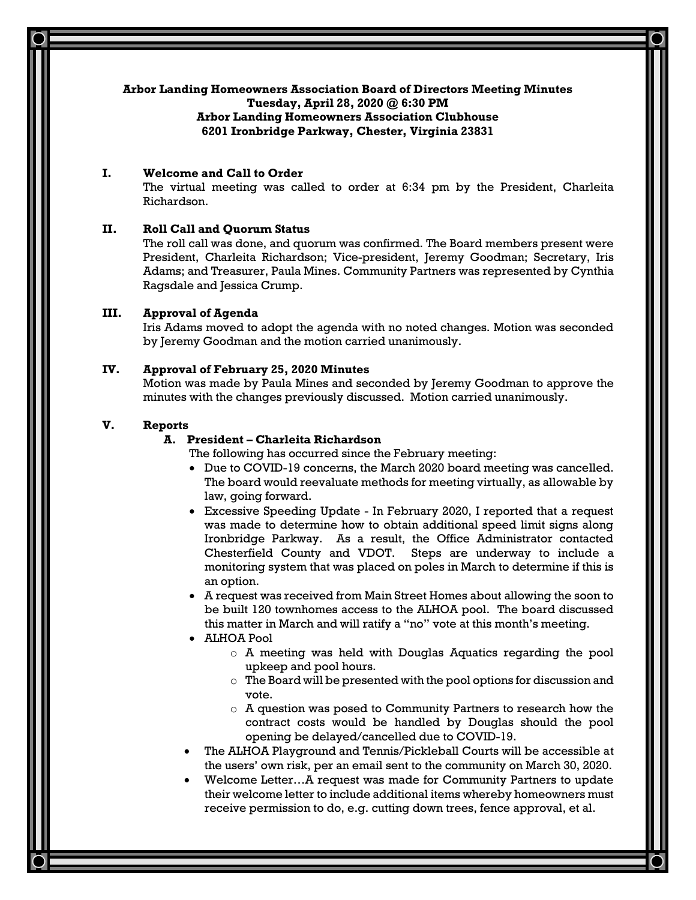**Arbor Landing Homeowners Association Board of Directors Meeting Minutes**
**Tuesday, April 28, 2020 @ 6:30 PM**
**Arbor Landing Homeowners Association Clubhouse**
**6201 Ironbridge Parkway, Chester, Virginia 23831**

## I. Welcome and Call to Order

The virtual meeting was called to order at 6:34 pm by the President, Charleita Richardson.

## II. Roll Call and Quorum Status

The roll call was done, and quorum was confirmed. The Board members present were President, Charleita Richardson; Vice-president, Jeremy Goodman; Secretary, Iris Adams; and Treasurer, Paula Mines. Community Partners was represented by Cynthia Ragsdale and Jessica Crump.

## III. Approval of Agenda

Iris Adams moved to adopt the agenda with no noted changes. Motion was seconded by Jeremy Goodman and the motion carried unanimously.

## IV. Approval of February 25, 2020 Minutes

Motion was made by Paula Mines and seconded by Jeremy Goodman to approve the minutes with the changes previously discussed. Motion carried unanimously.

## V. Reports

### A. President – Charleita Richardson

The following has occurred since the February meeting:

- Due to COVID-19 concerns, the March 2020 board meeting was cancelled. The board would reevaluate methods for meeting virtually, as allowable by law, going forward.
- Excessive Speeding Update - In February 2020, I reported that a request was made to determine how to obtain additional speed limit signs along Ironbridge Parkway. As a result, the Office Administrator contacted Chesterfield County and VDOT. Steps are underway to include a monitoring system that was placed on poles in March to determine if this is an option.
- A request was received from Main Street Homes about allowing the soon to be built 120 townhomes access to the ALHOA pool. The board discussed this matter in March and will ratify a "no" vote at this month's meeting.
- ALHOA Pool
  - A meeting was held with Douglas Aquatics regarding the pool upkeep and pool hours.
  - The Board will be presented with the pool options for discussion and vote.
  - A question was posed to Community Partners to research how the contract costs would be handled by Douglas should the pool opening be delayed/cancelled due to COVID-19.
- The ALHOA Playground and Tennis/Pickleball Courts will be accessible at the users' own risk, per an email sent to the community on March 30, 2020.
- Welcome Letter…A request was made for Community Partners to update their welcome letter to include additional items whereby homeowners must receive permission to do, e.g. cutting down trees, fence approval, et al.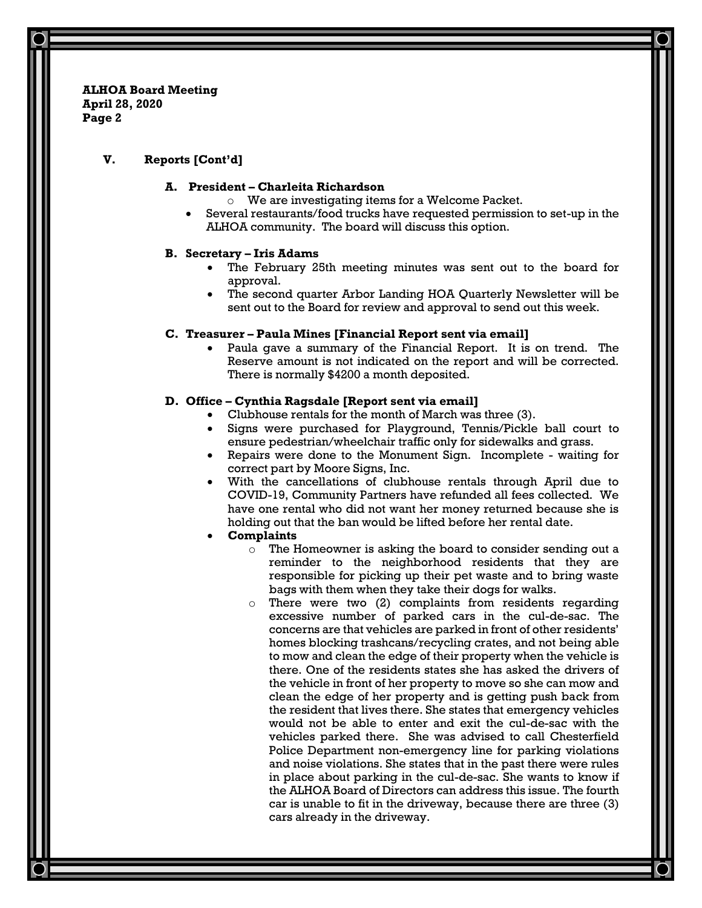**ALHOA Board Meeting**
**April 28, 2020**
**Page 2**

## V. Reports [Cont'd]

### A. President – Charleita Richardson

- We are investigating items for a Welcome Packet.
- Several restaurants/food trucks have requested permission to set-up in the ALHOA community. The board will discuss this option.

### B. Secretary – Iris Adams

- The February 25th meeting minutes was sent out to the board for approval.
- The second quarter Arbor Landing HOA Quarterly Newsletter will be sent out to the Board for review and approval to send out this week.

### C. Treasurer – Paula Mines [Financial Report sent via email]

- Paula gave a summary of the Financial Report. It is on trend. The Reserve amount is not indicated on the report and will be corrected. There is normally $4200 a month deposited.

### D. Office – Cynthia Ragsdale [Report sent via email]

- Clubhouse rentals for the month of March was three (3).
- Signs were purchased for Playground, Tennis/Pickle ball court to ensure pedestrian/wheelchair traffic only for sidewalks and grass.
- Repairs were done to the Monument Sign. Incomplete - waiting for correct part by Moore Signs, Inc.
- With the cancellations of clubhouse rentals through April due to COVID-19, Community Partners have refunded all fees collected. We have one rental who did not want her money returned because she is holding out that the ban would be lifted before her rental date.
- **Complaints**
  - The Homeowner is asking the board to consider sending out a reminder to the neighborhood residents that they are responsible for picking up their pet waste and to bring waste bags with them when they take their dogs for walks.
  - There were two (2) complaints from residents regarding excessive number of parked cars in the cul-de-sac. The concerns are that vehicles are parked in front of other residents' homes blocking trashcans/recycling crates, and not being able to mow and clean the edge of their property when the vehicle is there. One of the residents states she has asked the drivers of the vehicle in front of her property to move so she can mow and clean the edge of her property and is getting push back from the resident that lives there. She states that emergency vehicles would not be able to enter and exit the cul-de-sac with the vehicles parked there. She was advised to call Chesterfield Police Department non-emergency line for parking violations and noise violations. She states that in the past there were rules in place about parking in the cul-de-sac. She wants to know if the ALHOA Board of Directors can address this issue. The fourth car is unable to fit in the driveway, because there are three (3) cars already in the driveway.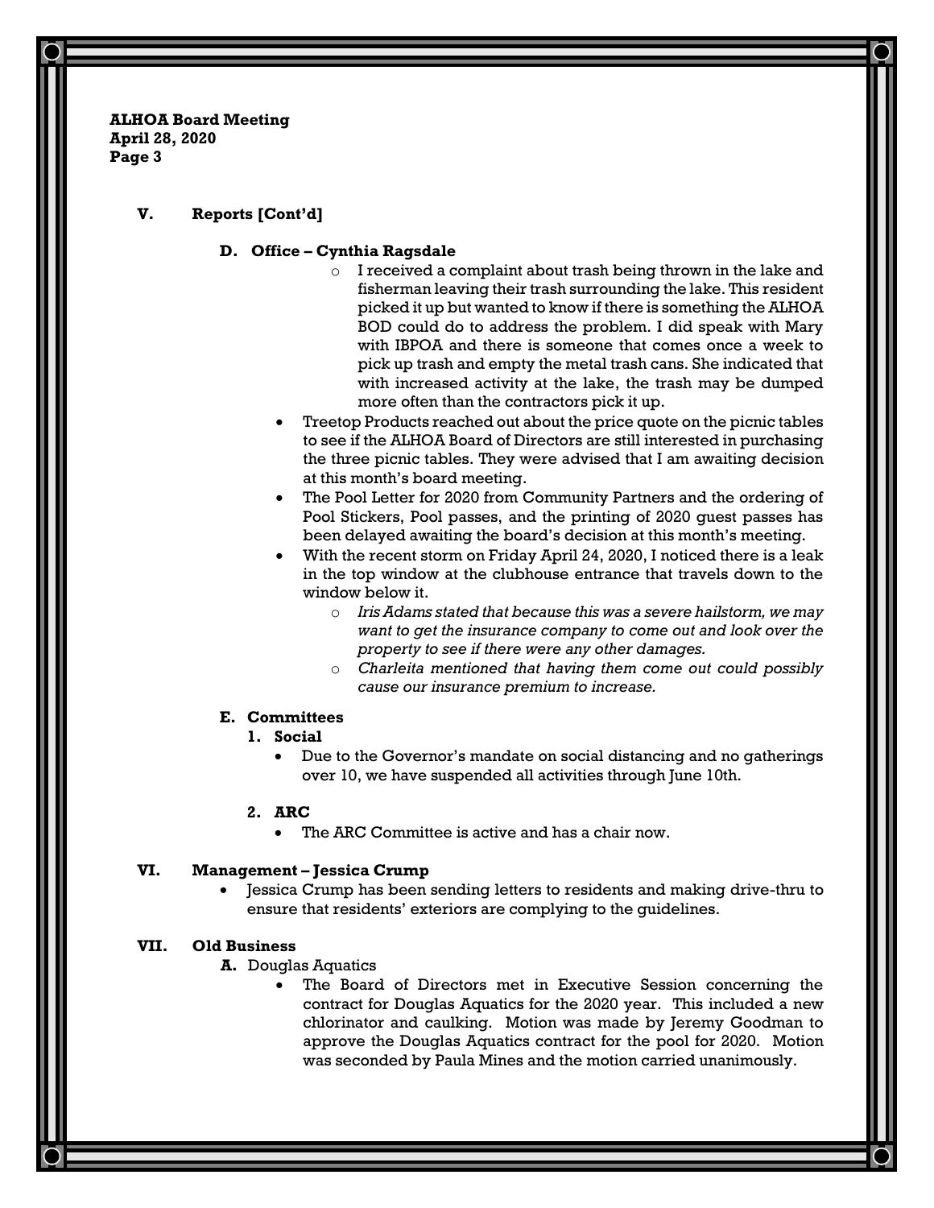## V. Reports [Cont'd]

### D. Office – Cynthia Ragsdale

- I received a complaint about trash being thrown in the lake and fisherman leaving their trash surrounding the lake. This resident picked it up but wanted to know if there is something the ALHOA BOD could do to address the problem. I did speak with Mary with IBPOA and there is someone that comes once a week to pick up trash and empty the metal trash cans. She indicated that with increased activity at the lake, the trash may be dumped more often than the contractors pick it up.

- Treetop Products reached out about the price quote on the picnic tables to see if the ALHOA Board of Directors are still interested in purchasing the three picnic tables. They were advised that I am awaiting decision at this month's board meeting.
- The Pool Letter for 2020 from Community Partners and the ordering of Pool Stickers, Pool passes, and the printing of 2020 guest passes has been delayed awaiting the board's decision at this month's meeting.
- With the recent storm on Friday April 24, 2020, I noticed there is a leak in the top window at the clubhouse entrance that travels down to the window below it.
  - *Iris Adams stated that because this was a severe hailstorm, we may want to get the insurance company to come out and look over the property to see if there were any other damages.*
  - *Charleita mentioned that having them come out could possibly cause our insurance premium to increase.*

### E. Committees

**1. Social**

- Due to the Governor's mandate on social distancing and no gatherings over 10, we have suspended all activities through June 10th.

**2. ARC**

- The ARC Committee is active and has a chair now.

## VI. Management – Jessica Crump

- Jessica Crump has been sending letters to residents and making drive-thru to ensure that residents' exteriors are complying to the guidelines.

## VII. Old Business

**A.** Douglas Aquatics

- The Board of Directors met in Executive Session concerning the contract for Douglas Aquatics for the 2020 year. This included a new chlorinator and caulking. Motion was made by Jeremy Goodman to approve the Douglas Aquatics contract for the pool for 2020. Motion was seconded by Paula Mines and the motion carried unanimously.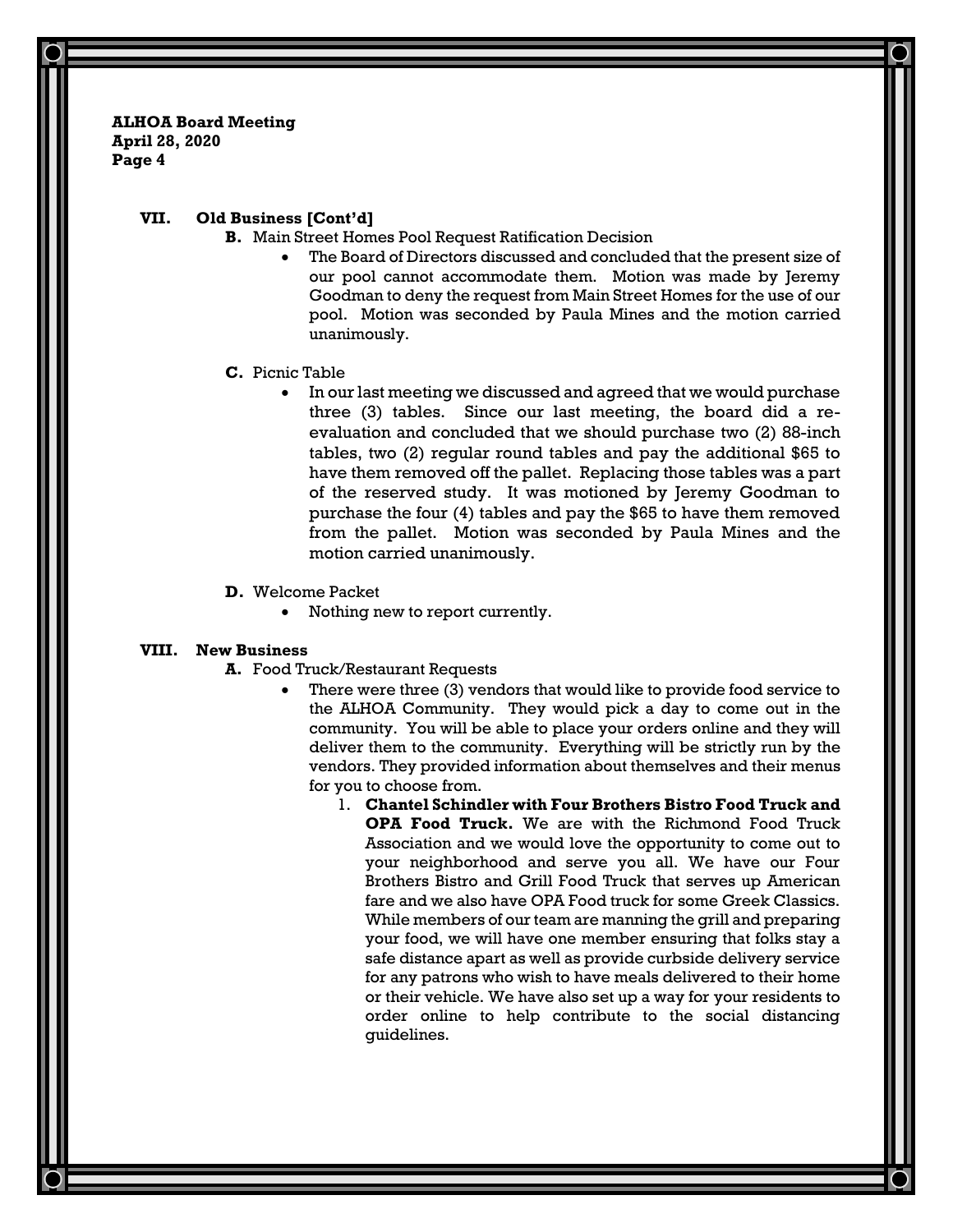## VII. Old Business [Cont'd]

**B.** Main Street Homes Pool Request Ratification Decision

- The Board of Directors discussed and concluded that the present size of our pool cannot accommodate them. Motion was made by Jeremy Goodman to deny the request from Main Street Homes for the use of our pool. Motion was seconded by Paula Mines and the motion carried unanimously.

**C.** Picnic Table

- In our last meeting we discussed and agreed that we would purchase three (3) tables. Since our last meeting, the board did a re-evaluation and concluded that we should purchase two (2) 88-inch tables, two (2) regular round tables and pay the additional $65 to have them removed off the pallet. Replacing those tables was a part of the reserved study. It was motioned by Jeremy Goodman to purchase the four (4) tables and pay the $65 to have them removed from the pallet. Motion was seconded by Paula Mines and the motion carried unanimously.

**D.** Welcome Packet

- Nothing new to report currently.

## VIII. New Business

**A.** Food Truck/Restaurant Requests

- There were three (3) vendors that would like to provide food service to the ALHOA Community. They would pick a day to come out in the community. You will be able to place your orders online and they will deliver them to the community. Everything will be strictly run by the vendors. They provided information about themselves and their menus for you to choose from.
  1. **Chantel Schindler with Four Brothers Bistro Food Truck and OPA Food Truck.** We are with the Richmond Food Truck Association and we would love the opportunity to come out to your neighborhood and serve you all. We have our Four Brothers Bistro and Grill Food Truck that serves up American fare and we also have OPA Food truck for some Greek Classics. While members of our team are manning the grill and preparing your food, we will have one member ensuring that folks stay a safe distance apart as well as provide curbside delivery service for any patrons who wish to have meals delivered to their home or their vehicle. We have also set up a way for your residents to order online to help contribute to the social distancing guidelines.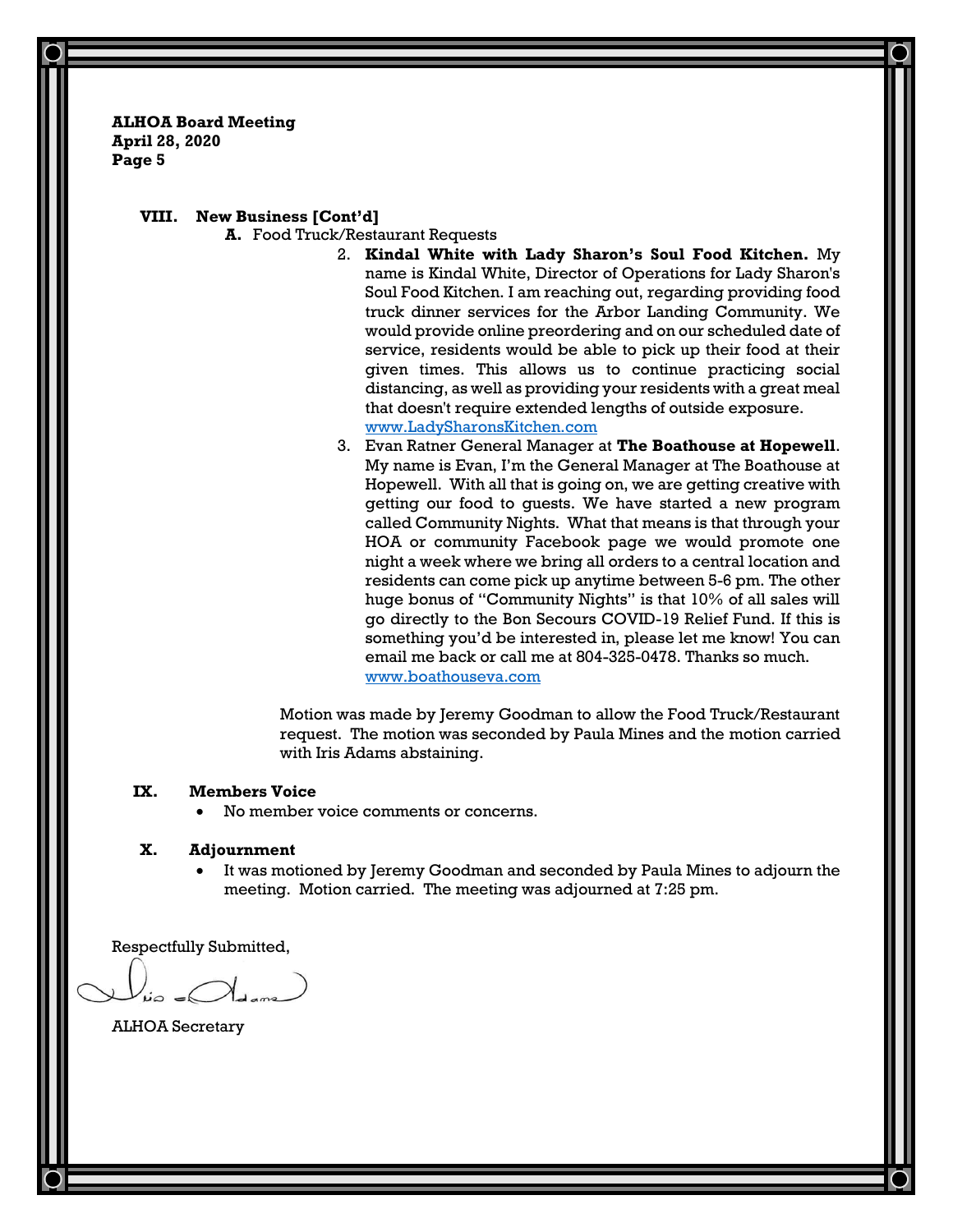**VIII. New Business [Cont'd]**

**A.** Food Truck/Restaurant Requests

2. **Kindal White with Lady Sharon's Soul Food Kitchen.** My name is Kindal White, Director of Operations for Lady Sharon's Soul Food Kitchen. I am reaching out, regarding providing food truck dinner services for the Arbor Landing Community. We would provide online preordering and on our scheduled date of service, residents would be able to pick up their food at their given times. This allows us to continue practicing social distancing, as well as providing your residents with a great meal that doesn't require extended lengths of outside exposure. www.LadySharonsKitchen.com
3. Evan Ratner General Manager at **The Boathouse at Hopewell**. My name is Evan, I'm the General Manager at The Boathouse at Hopewell. With all that is going on, we are getting creative with getting our food to guests. We have started a new program called Community Nights. What that means is that through your HOA or community Facebook page we would promote one night a week where we bring all orders to a central location and residents can come pick up anytime between 5-6 pm. The other huge bonus of "Community Nights" is that 10% of all sales will go directly to the Bon Secours COVID-19 Relief Fund. If this is something you'd be interested in, please let me know! You can email me back or call me at 804-325-0478. Thanks so much. www.boathouseva.com

Motion was made by Jeremy Goodman to allow the Food Truck/Restaurant request. The motion was seconded by Paula Mines and the motion carried with Iris Adams abstaining.

**IX. Members Voice**

- No member voice comments or concerns.

**X. Adjournment**

- It was motioned by Jeremy Goodman and seconded by Paula Mines to adjourn the meeting. Motion carried. The meeting was adjourned at 7:25 pm.

Respectfully Submitted,

ALHOA Secretary